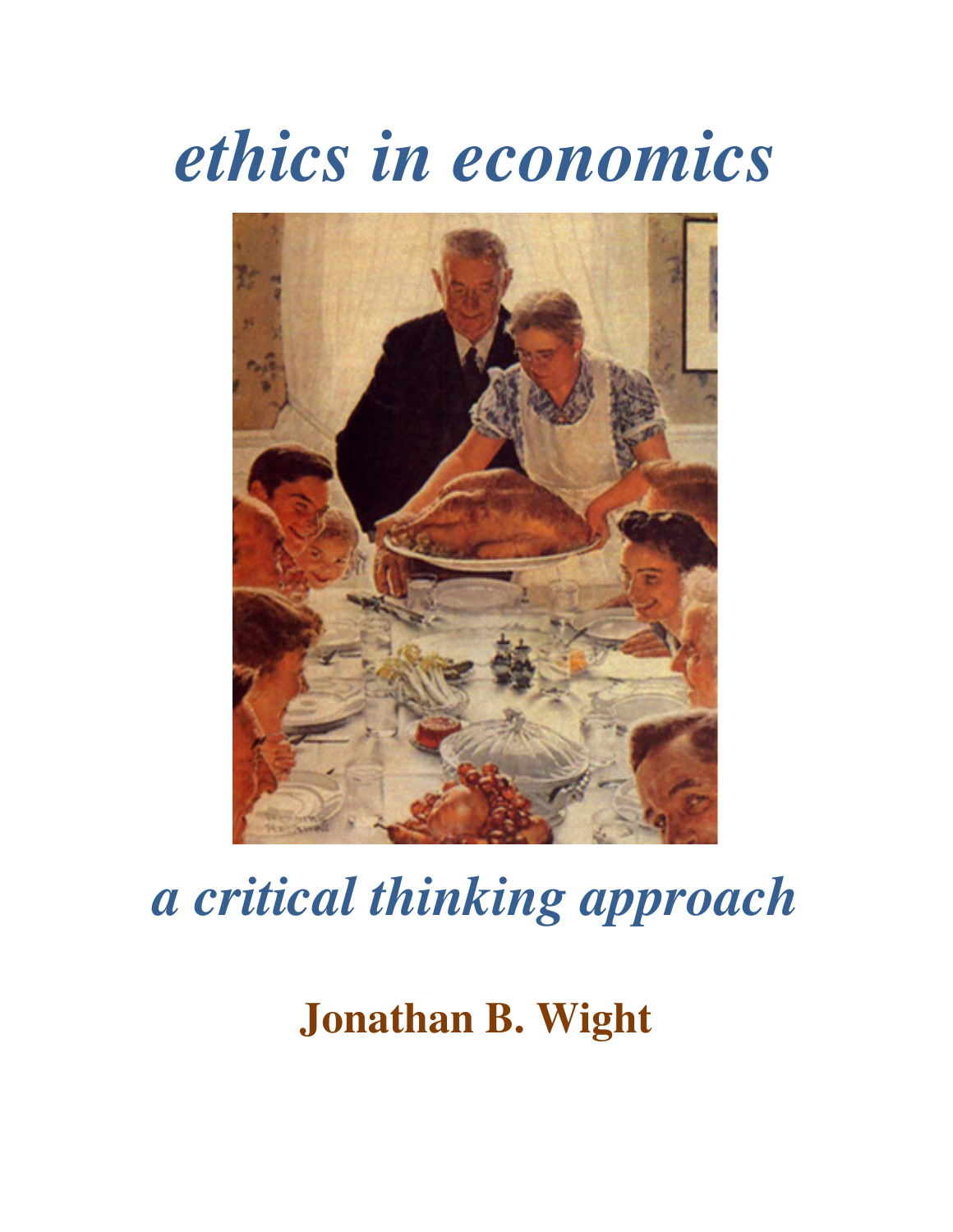# *ethics in economics*

## *a critical thinking approach*

**Jonathan B. Wight**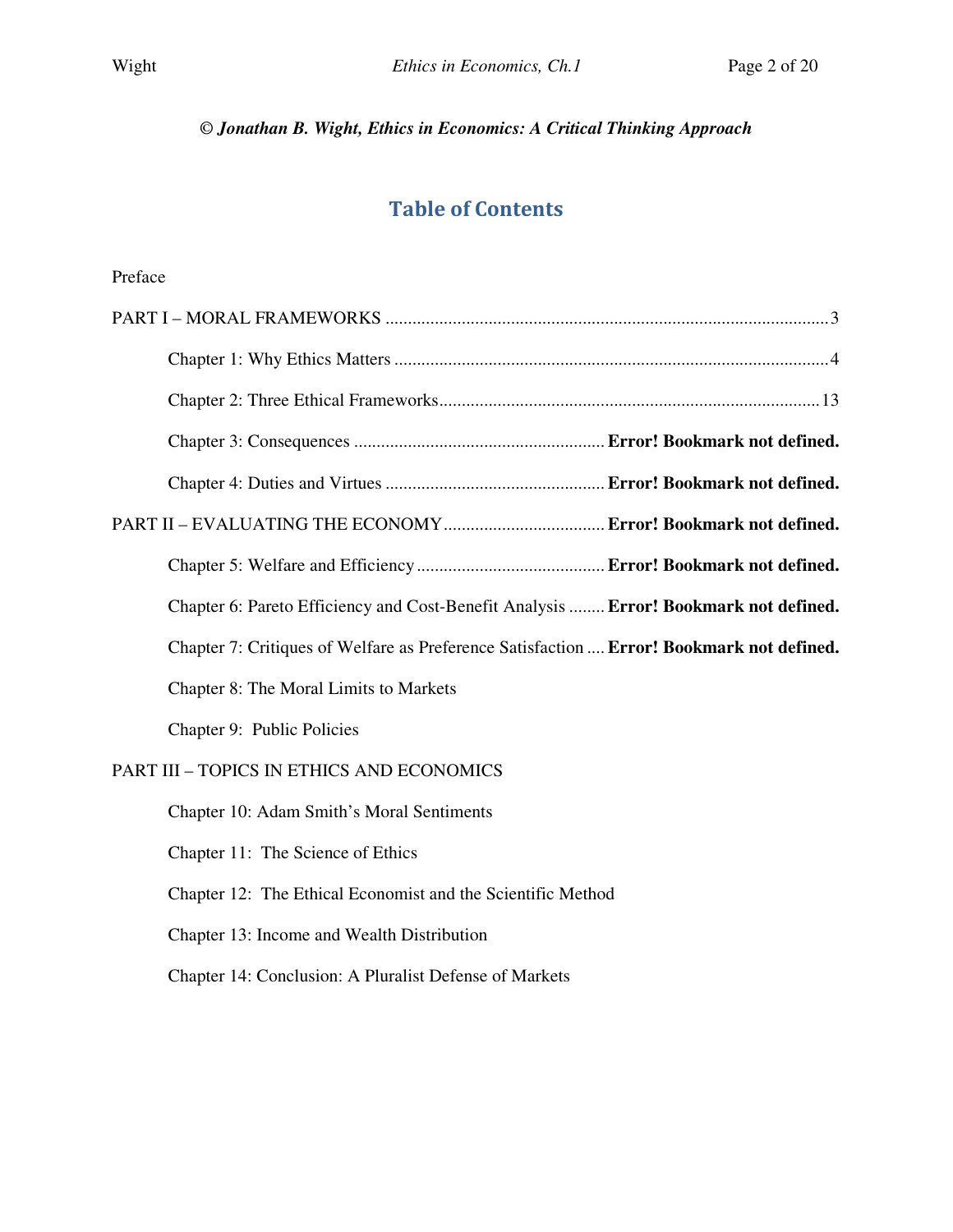***© Jonathan B. Wight, Ethics in Economics: A Critical Thinking Approach***

## Table of Contents

Preface

PART I – MORAL FRAMEWORKS .................................................................................................3

- Chapter 1: Why Ethics Matters ..................................................................................................4
- Chapter 2: Three Ethical Frameworks.......................................................................................13
- Chapter 3: Consequences .......................................................... **Error! Bookmark not defined.**
- Chapter 4: Duties and Virtues .................................................. **Error! Bookmark not defined.**

PART II – EVALUATING THE ECONOMY .................................... **Error! Bookmark not defined.**

- Chapter 5: Welfare and Efficiency ........................................... **Error! Bookmark not defined.**
- Chapter 6: Pareto Efficiency and Cost-Benefit Analysis ........ **Error! Bookmark not defined.**
- Chapter 7: Critiques of Welfare as Preference Satisfaction .... **Error! Bookmark not defined.**
- Chapter 8: The Moral Limits to Markets
- Chapter 9: Public Policies

PART III – TOPICS IN ETHICS AND ECONOMICS

- Chapter 10: Adam Smith's Moral Sentiments
- Chapter 11: The Science of Ethics
- Chapter 12: The Ethical Economist and the Scientific Method
- Chapter 13: Income and Wealth Distribution
- Chapter 14: Conclusion: A Pluralist Defense of Markets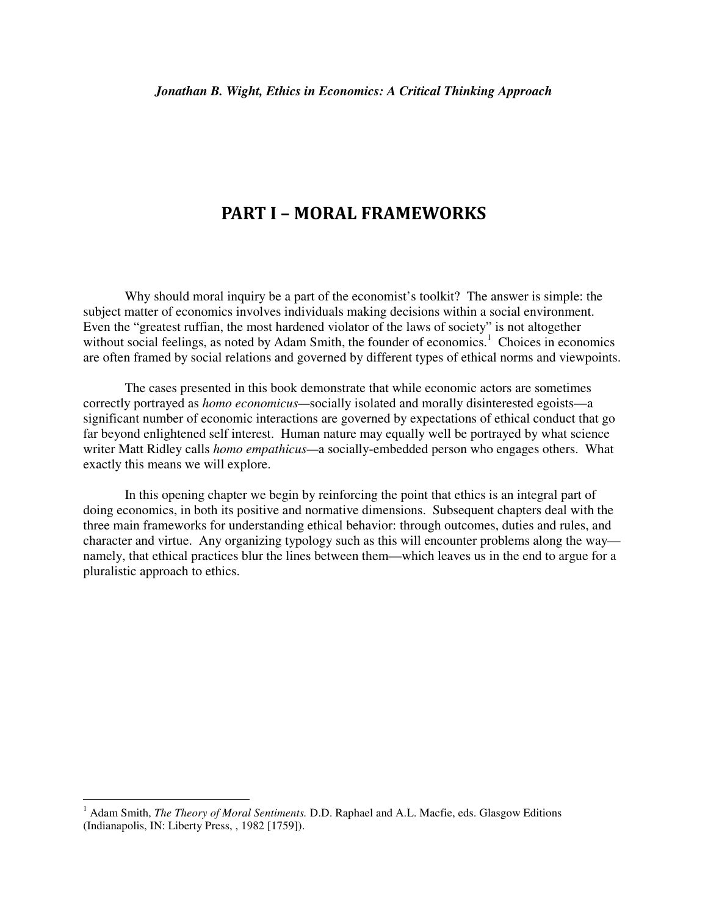# PART I – MORAL FRAMEWORKS

Why should moral inquiry be a part of the economist's toolkit? The answer is simple: the subject matter of economics involves individuals making decisions within a social environment. Even the "greatest ruffian, the most hardened violator of the laws of society" is not altogether without social feelings, as noted by Adam Smith, the founder of economics.[1] Choices in economics are often framed by social relations and governed by different types of ethical norms and viewpoints.

The cases presented in this book demonstrate that while economic actors are sometimes correctly portrayed as *homo economicus*—socially isolated and morally disinterested egoists—a significant number of economic interactions are governed by expectations of ethical conduct that go far beyond enlightened self interest. Human nature may equally well be portrayed by what science writer Matt Ridley calls *homo empathicus*—a socially-embedded person who engages others. What exactly this means we will explore.

In this opening chapter we begin by reinforcing the point that ethics is an integral part of doing economics, in both its positive and normative dimensions. Subsequent chapters deal with the three main frameworks for understanding ethical behavior: through outcomes, duties and rules, and character and virtue. Any organizing typology such as this will encounter problems along the way—namely, that ethical practices blur the lines between them—which leaves us in the end to argue for a pluralistic approach to ethics.

---

[1] Adam Smith, *The Theory of Moral Sentiments.* D.D. Raphael and A.L. Macfie, eds. Glasgow Editions (Indianapolis, IN: Liberty Press, , 1982 [1759]).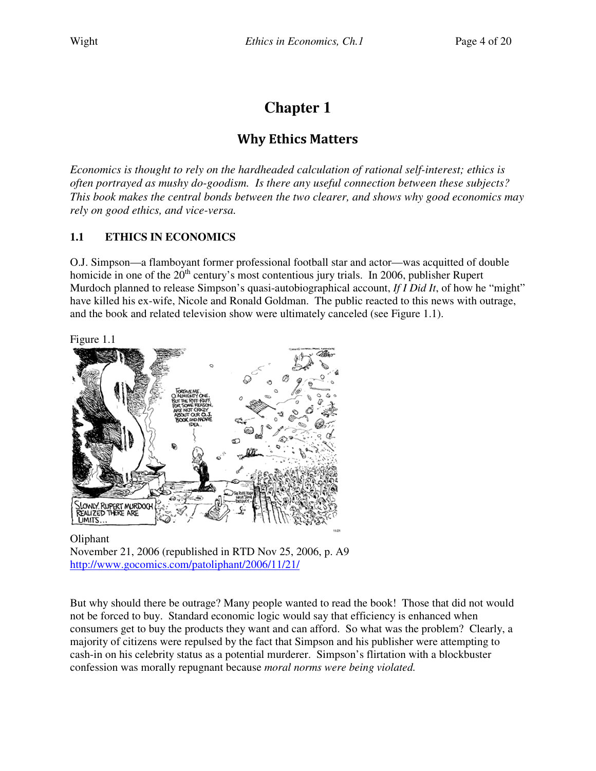# Chapter 1

## Why Ethics Matters

*Economics is thought to rely on the hardheaded calculation of rational self-interest; ethics is often portrayed as mushy do-goodism. Is there any useful connection between these subjects? This book makes the central bonds between the two clearer, and shows why good economics may rely on good ethics, and vice-versa.*

### 1.1 ETHICS IN ECONOMICS

O.J. Simpson—a flamboyant former professional football star and actor—was acquitted of double homicide in one of the 20th century's most contentious jury trials. In 2006, publisher Rupert Murdoch planned to release Simpson's quasi-autobiographical account, *If I Did It*, of how he "might" have killed his ex-wife, Nicole and Ronald Goldman. The public reacted to this news with outrage, and the book and related television show were ultimately canceled (see Figure 1.1).

Figure 1.1

Oliphant
November 21, 2006 (republished in RTD Nov 25, 2006, p. A9
http://www.gocomics.com/patoliphant/2006/11/21/

But why should there be outrage? Many people wanted to read the book! Those that did not would not be forced to buy. Standard economic logic would say that efficiency is enhanced when consumers get to buy the products they want and can afford. So what was the problem? Clearly, a majority of citizens were repulsed by the fact that Simpson and his publisher were attempting to cash-in on his celebrity status as a potential murderer. Simpson's flirtation with a blockbuster confession was morally repugnant because *moral norms were being violated.*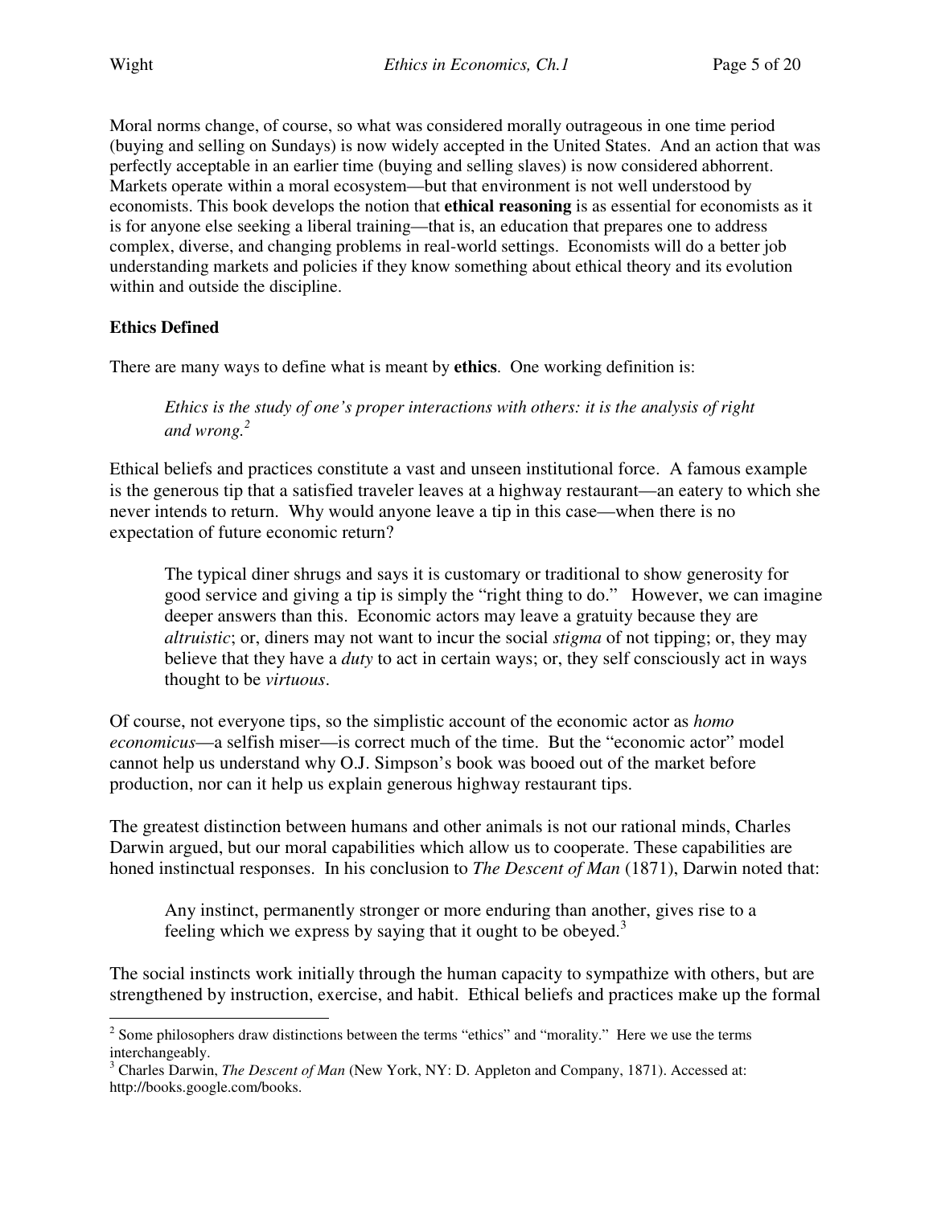Moral norms change, of course, so what was considered morally outrageous in one time period (buying and selling on Sundays) is now widely accepted in the United States. And an action that was perfectly acceptable in an earlier time (buying and selling slaves) is now considered abhorrent. Markets operate within a moral ecosystem—but that environment is not well understood by economists. This book develops the notion that **ethical reasoning** is as essential for economists as it is for anyone else seeking a liberal training—that is, an education that prepares one to address complex, diverse, and changing problems in real-world settings. Economists will do a better job understanding markets and policies if they know something about ethical theory and its evolution within and outside the discipline.

**Ethics Defined**

There are many ways to define what is meant by **ethics**. One working definition is:

> *Ethics is the study of one's proper interactions with others: it is the analysis of right and wrong.*[2]

Ethical beliefs and practices constitute a vast and unseen institutional force. A famous example is the generous tip that a satisfied traveler leaves at a highway restaurant—an eatery to which she never intends to return. Why would anyone leave a tip in this case—when there is no expectation of future economic return?

> The typical diner shrugs and says it is customary or traditional to show generosity for good service and giving a tip is simply the "right thing to do." However, we can imagine deeper answers than this. Economic actors may leave a gratuity because they are *altruistic*; or, diners may not want to incur the social *stigma* of not tipping; or, they may believe that they have a *duty* to act in certain ways; or, they self consciously act in ways thought to be *virtuous*.

Of course, not everyone tips, so the simplistic account of the economic actor as *homo economicus*—a selfish miser—is correct much of the time. But the "economic actor" model cannot help us understand why O.J. Simpson's book was booed out of the market before production, nor can it help us explain generous highway restaurant tips.

The greatest distinction between humans and other animals is not our rational minds, Charles Darwin argued, but our moral capabilities which allow us to cooperate. These capabilities are honed instinctual responses. In his conclusion to *The Descent of Man* (1871), Darwin noted that:

> Any instinct, permanently stronger or more enduring than another, gives rise to a feeling which we express by saying that it ought to be obeyed.[3]

The social instincts work initially through the human capacity to sympathize with others, but are strengthened by instruction, exercise, and habit. Ethical beliefs and practices make up the formal

---

[2] Some philosophers draw distinctions between the terms "ethics" and "morality." Here we use the terms interchangeably.

[3] Charles Darwin, *The Descent of Man* (New York, NY: D. Appleton and Company, 1871). Accessed at: http://books.google.com/books.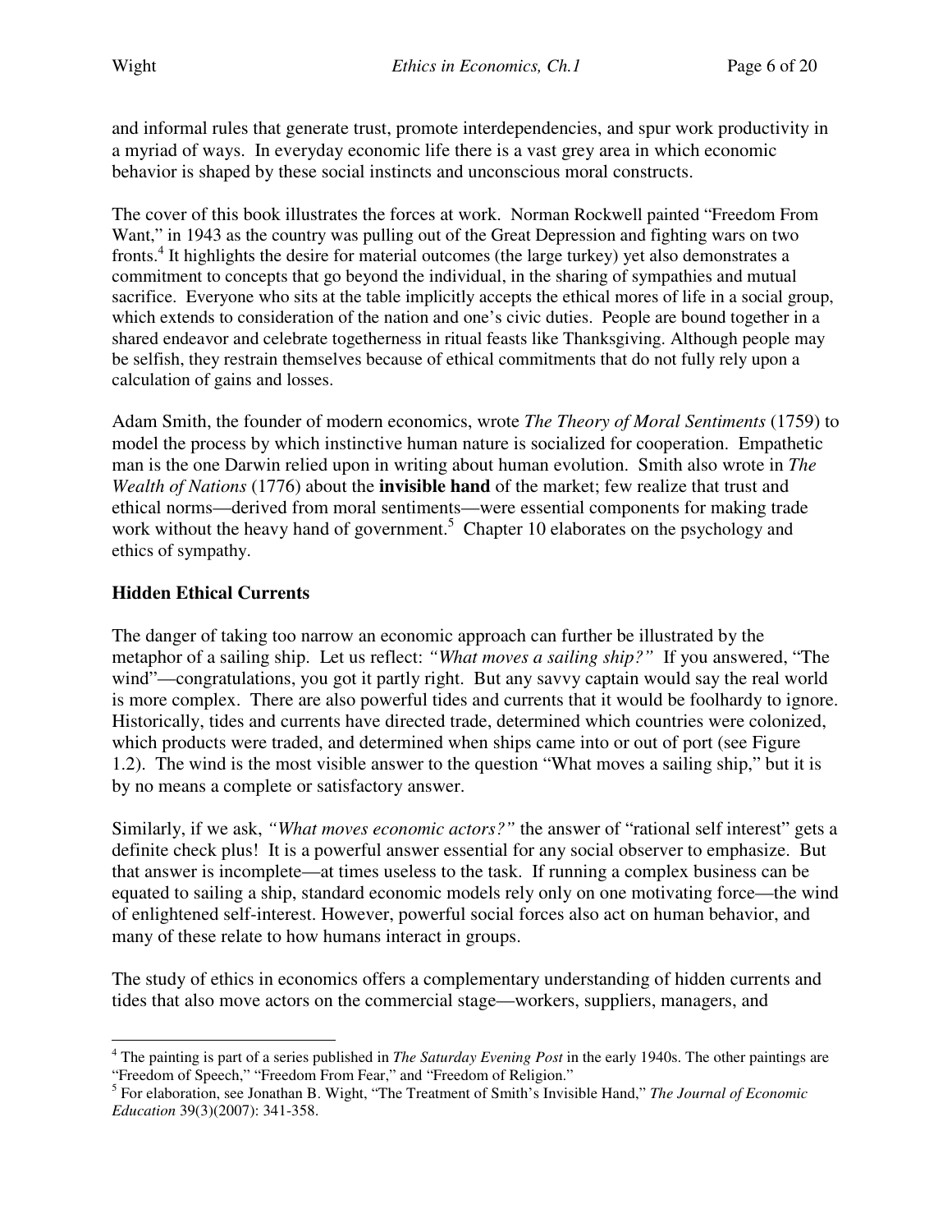and informal rules that generate trust, promote interdependencies, and spur work productivity in a myriad of ways. In everyday economic life there is a vast grey area in which economic behavior is shaped by these social instincts and unconscious moral constructs.

The cover of this book illustrates the forces at work. Norman Rockwell painted "Freedom From Want," in 1943 as the country was pulling out of the Great Depression and fighting wars on two fronts.[4] It highlights the desire for material outcomes (the large turkey) yet also demonstrates a commitment to concepts that go beyond the individual, in the sharing of sympathies and mutual sacrifice. Everyone who sits at the table implicitly accepts the ethical mores of life in a social group, which extends to consideration of the nation and one's civic duties. People are bound together in a shared endeavor and celebrate togetherness in ritual feasts like Thanksgiving. Although people may be selfish, they restrain themselves because of ethical commitments that do not fully rely upon a calculation of gains and losses.

Adam Smith, the founder of modern economics, wrote *The Theory of Moral Sentiments* (1759) to model the process by which instinctive human nature is socialized for cooperation. Empathetic man is the one Darwin relied upon in writing about human evolution. Smith also wrote in *The Wealth of Nations* (1776) about the **invisible hand** of the market; few realize that trust and ethical norms—derived from moral sentiments—were essential components for making trade work without the heavy hand of government.[5] Chapter 10 elaborates on the psychology and ethics of sympathy.

## Hidden Ethical Currents

The danger of taking too narrow an economic approach can further be illustrated by the metaphor of a sailing ship. Let us reflect: *"What moves a sailing ship?"* If you answered, "The wind"—congratulations, you got it partly right. But any savvy captain would say the real world is more complex. There are also powerful tides and currents that it would be foolhardy to ignore. Historically, tides and currents have directed trade, determined which countries were colonized, which products were traded, and determined when ships came into or out of port (see Figure 1.2). The wind is the most visible answer to the question "What moves a sailing ship," but it is by no means a complete or satisfactory answer.

Similarly, if we ask, *"What moves economic actors?"* the answer of "rational self interest" gets a definite check plus! It is a powerful answer essential for any social observer to emphasize. But that answer is incomplete—at times useless to the task. If running a complex business can be equated to sailing a ship, standard economic models rely only on one motivating force—the wind of enlightened self-interest. However, powerful social forces also act on human behavior, and many of these relate to how humans interact in groups.

The study of ethics in economics offers a complementary understanding of hidden currents and tides that also move actors on the commercial stage—workers, suppliers, managers, and

---

[4] The painting is part of a series published in *The Saturday Evening Post* in the early 1940s. The other paintings are "Freedom of Speech," "Freedom From Fear," and "Freedom of Religion."

[5] For elaboration, see Jonathan B. Wight, "The Treatment of Smith's Invisible Hand," *The Journal of Economic Education* 39(3)(2007): 341-358.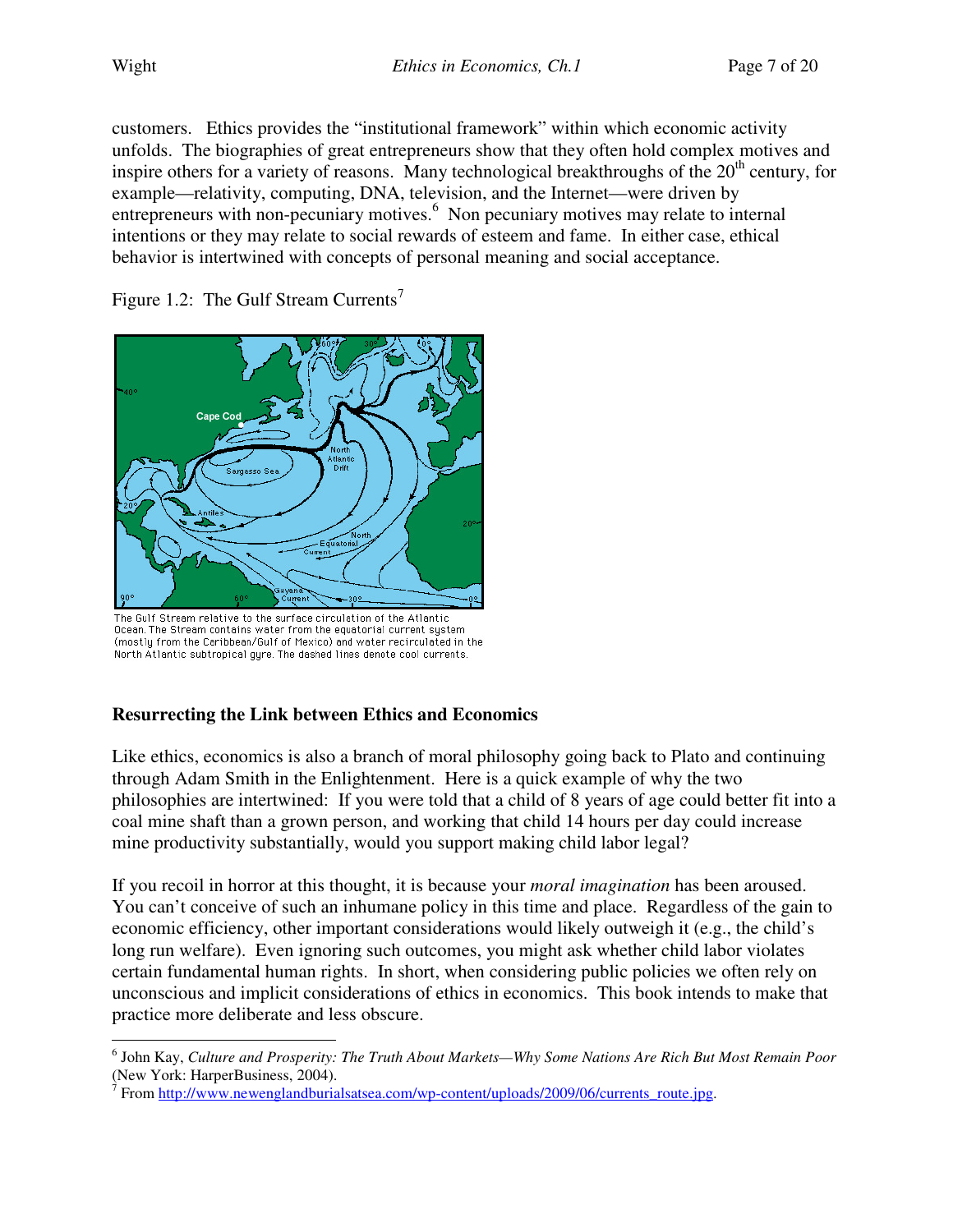customers. Ethics provides the "institutional framework" within which economic activity unfolds. The biographies of great entrepreneurs show that they often hold complex motives and inspire others for a variety of reasons. Many technological breakthroughs of the 20th century, for example—relativity, computing, DNA, television, and the Internet—were driven by entrepreneurs with non-pecuniary motives.[6] Non pecuniary motives may relate to internal intentions or they may relate to social rewards of esteem and fame. In either case, ethical behavior is intertwined with concepts of personal meaning and social acceptance.

Figure 1.2: The Gulf Stream Currents[7]

The Gulf Stream relative to the surface circulation of the Atlantic Ocean. The Stream contains water from the equatorial current system (mostly from the Ceribbean/Gulf of Mexico) and water recirculated in the North Atlantic subtropical gyre. The dashed lines denote cool currents.

## Resurrecting the Link between Ethics and Economics

Like ethics, economics is also a branch of moral philosophy going back to Plato and continuing through Adam Smith in the Enlightenment. Here is a quick example of why the two philosophies are intertwined: If you were told that a child of 8 years of age could better fit into a coal mine shaft than a grown person, and working that child 14 hours per day could increase mine productivity substantially, would you support making child labor legal?

If you recoil in horror at this thought, it is because your *moral imagination* has been aroused. You can't conceive of such an inhumane policy in this time and place. Regardless of the gain to economic efficiency, other important considerations would likely outweigh it (e.g., the child's long run welfare). Even ignoring such outcomes, you might ask whether child labor violates certain fundamental human rights. In short, when considering public policies we often rely on unconscious and implicit considerations of ethics in economics. This book intends to make that practice more deliberate and less obscure.

---

[6] John Kay, *Culture and Prosperity: The Truth About Markets—Why Some Nations Are Rich But Most Remain Poor* (New York: HarperBusiness, 2004).

[7] From http://www.newenglandburialsatsea.com/wp-content/uploads/2009/06/currents_route.jpg.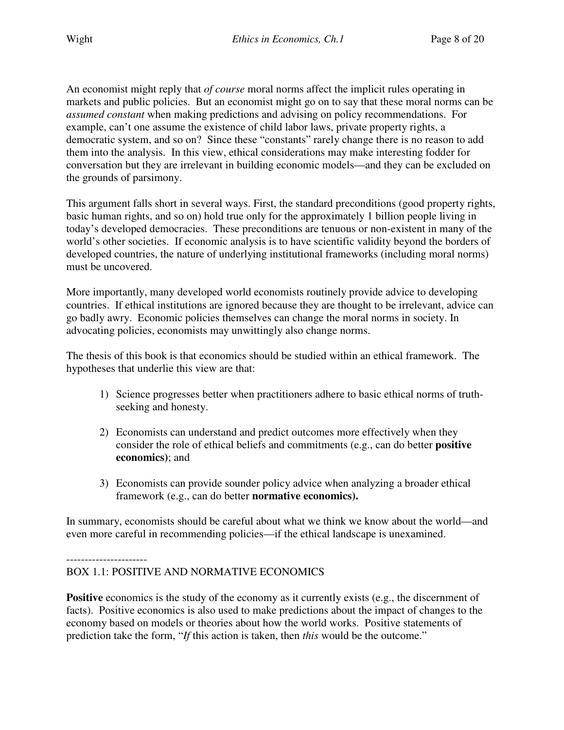An economist might reply that *of course* moral norms affect the implicit rules operating in markets and public policies. But an economist might go on to say that these moral norms can be *assumed constant* when making predictions and advising on policy recommendations. For example, can't one assume the existence of child labor laws, private property rights, a democratic system, and so on? Since these "constants" rarely change there is no reason to add them into the analysis. In this view, ethical considerations may make interesting fodder for conversation but they are irrelevant in building economic models—and they can be excluded on the grounds of parsimony.

This argument falls short in several ways. First, the standard preconditions (good property rights, basic human rights, and so on) hold true only for the approximately 1 billion people living in today's developed democracies. These preconditions are tenuous or non-existent in many of the world's other societies. If economic analysis is to have scientific validity beyond the borders of developed countries, the nature of underlying institutional frameworks (including moral norms) must be uncovered.

More importantly, many developed world economists routinely provide advice to developing countries. If ethical institutions are ignored because they are thought to be irrelevant, advice can go badly awry. Economic policies themselves can change the moral norms in society. In advocating policies, economists may unwittingly also change norms.

The thesis of this book is that economics should be studied within an ethical framework. The hypotheses that underlie this view are that:

1) Science progresses better when practitioners adhere to basic ethical norms of truth-seeking and honesty.

2) Economists can understand and predict outcomes more effectively when they consider the role of ethical beliefs and commitments (e.g., can do better **positive economics)**; and

3) Economists can provide sounder policy advice when analyzing a broader ethical framework (e.g., can do better **normative economics).**

In summary, economists should be careful about what we think we know about the world—and even more careful in recommending policies—if the ethical landscape is unexamined.

----------------------

BOX 1.1: POSITIVE AND NORMATIVE ECONOMICS

**Positive** economics is the study of the economy as it currently exists (e.g., the discernment of facts). Positive economics is also used to make predictions about the impact of changes to the economy based on models or theories about how the world works. Positive statements of prediction take the form, "*If* this action is taken, then *this* would be the outcome."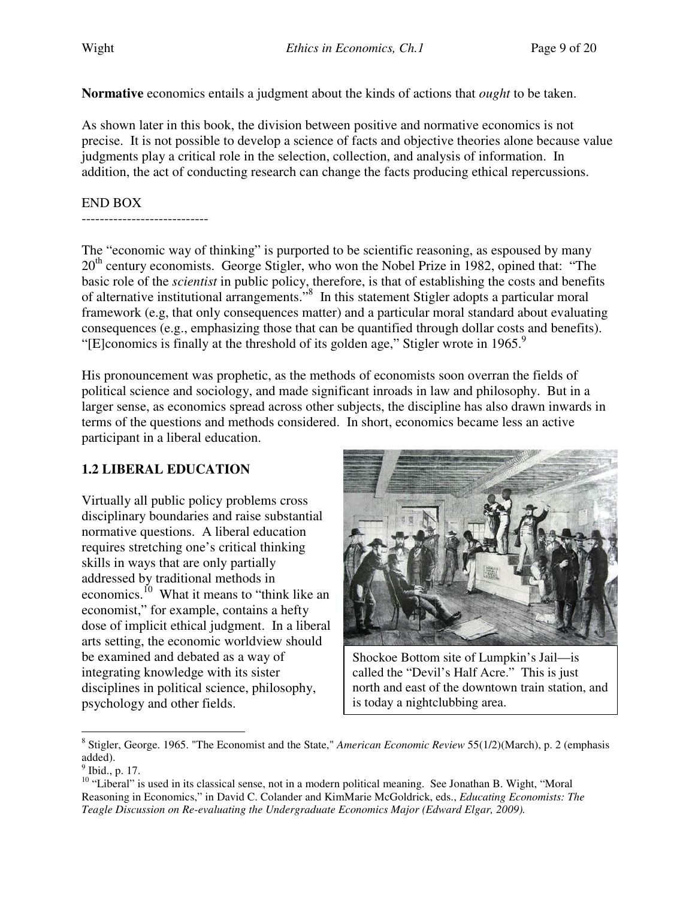**Normative** economics entails a judgment about the kinds of actions that *ought* to be taken.

As shown later in this book, the division between positive and normative economics is not precise. It is not possible to develop a science of facts and objective theories alone because value judgments play a critical role in the selection, collection, and analysis of information. In addition, the act of conducting research can change the facts producing ethical repercussions.

END BOX

----------------------------

The "economic way of thinking" is purported to be scientific reasoning, as espoused by many 20th century economists. George Stigler, who won the Nobel Prize in 1982, opined that: "The basic role of the *scientist* in public policy, therefore, is that of establishing the costs and benefits of alternative institutional arrangements."[8] In this statement Stigler adopts a particular moral framework (e.g, that only consequences matter) and a particular moral standard about evaluating consequences (e.g., emphasizing those that can be quantified through dollar costs and benefits). "[E]conomics is finally at the threshold of its golden age," Stigler wrote in 1965.[9]

His pronouncement was prophetic, as the methods of economists soon overran the fields of political science and sociology, and made significant inroads in law and philosophy. But in a larger sense, as economics spread across other subjects, the discipline has also drawn inwards in terms of the questions and methods considered. In short, economics became less an active participant in a liberal education.

## 1.2 LIBERAL EDUCATION

Virtually all public policy problems cross disciplinary boundaries and raise substantial normative questions. A liberal education requires stretching one's critical thinking skills in ways that are only partially addressed by traditional methods in economics.[10] What it means to "think like an economist," for example, contains a hefty dose of implicit ethical judgment. In a liberal arts setting, the economic worldview should be examined and debated as a way of integrating knowledge with its sister disciplines in political science, philosophy, psychology and other fields.

Shockoe Bottom site of Lumpkin's Jail—is called the "Devil's Half Acre." This is just north and east of the downtown train station, and is today a nightclubbing area.

---

[8] Stigler, George. 1965. "The Economist and the State," *American Economic Review* 55(1/2)(March), p. 2 (emphasis added).

[9] Ibid., p. 17.

[10] "Liberal" is used in its classical sense, not in a modern political meaning. See Jonathan B. Wight, "Moral Reasoning in Economics," in David C. Colander and KimMarie McGoldrick, eds., *Educating Economists: The Teagle Discussion on Re-evaluating the Undergraduate Economics Major (Edward Elgar, 2009).*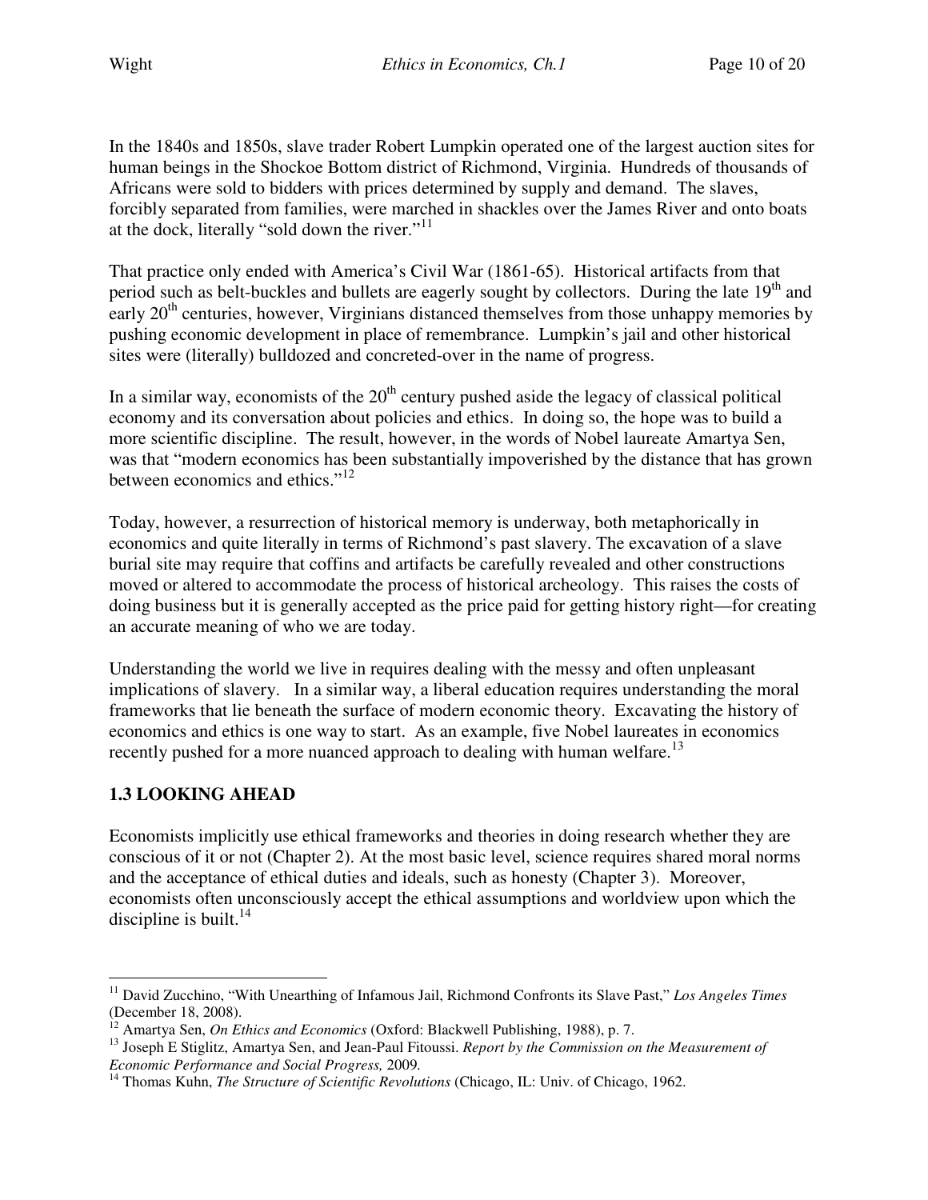In the 1840s and 1850s, slave trader Robert Lumpkin operated one of the largest auction sites for human beings in the Shockoe Bottom district of Richmond, Virginia. Hundreds of thousands of Africans were sold to bidders with prices determined by supply and demand. The slaves, forcibly separated from families, were marched in shackles over the James River and onto boats at the dock, literally "sold down the river."[11]

That practice only ended with America's Civil War (1861-65). Historical artifacts from that period such as belt-buckles and bullets are eagerly sought by collectors. During the late 19th and early 20th centuries, however, Virginians distanced themselves from those unhappy memories by pushing economic development in place of remembrance. Lumpkin's jail and other historical sites were (literally) bulldozed and concreted-over in the name of progress.

In a similar way, economists of the 20th century pushed aside the legacy of classical political economy and its conversation about policies and ethics. In doing so, the hope was to build a more scientific discipline. The result, however, in the words of Nobel laureate Amartya Sen, was that "modern economics has been substantially impoverished by the distance that has grown between economics and ethics."[12]

Today, however, a resurrection of historical memory is underway, both metaphorically in economics and quite literally in terms of Richmond's past slavery. The excavation of a slave burial site may require that coffins and artifacts be carefully revealed and other constructions moved or altered to accommodate the process of historical archeology. This raises the costs of doing business but it is generally accepted as the price paid for getting history right—for creating an accurate meaning of who we are today.

Understanding the world we live in requires dealing with the messy and often unpleasant implications of slavery. In a similar way, a liberal education requires understanding the moral frameworks that lie beneath the surface of modern economic theory. Excavating the history of economics and ethics is one way to start. As an example, five Nobel laureates in economics recently pushed for a more nuanced approach to dealing with human welfare.[13]

## 1.3 LOOKING AHEAD

Economists implicitly use ethical frameworks and theories in doing research whether they are conscious of it or not (Chapter 2). At the most basic level, science requires shared moral norms and the acceptance of ethical duties and ideals, such as honesty (Chapter 3). Moreover, economists often unconsciously accept the ethical assumptions and worldview upon which the discipline is built.[14]

---

[11] David Zucchino, "With Unearthing of Infamous Jail, Richmond Confronts its Slave Past," *Los Angeles Times* (December 18, 2008).

[12] Amartya Sen, *On Ethics and Economics* (Oxford: Blackwell Publishing, 1988), p. 7.

[13] Joseph E Stiglitz, Amartya Sen, and Jean-Paul Fitoussi. *Report by the Commission on the Measurement of Economic Performance and Social Progress,* 2009.

[14] Thomas Kuhn, *The Structure of Scientific Revolutions* (Chicago, IL: Univ. of Chicago, 1962.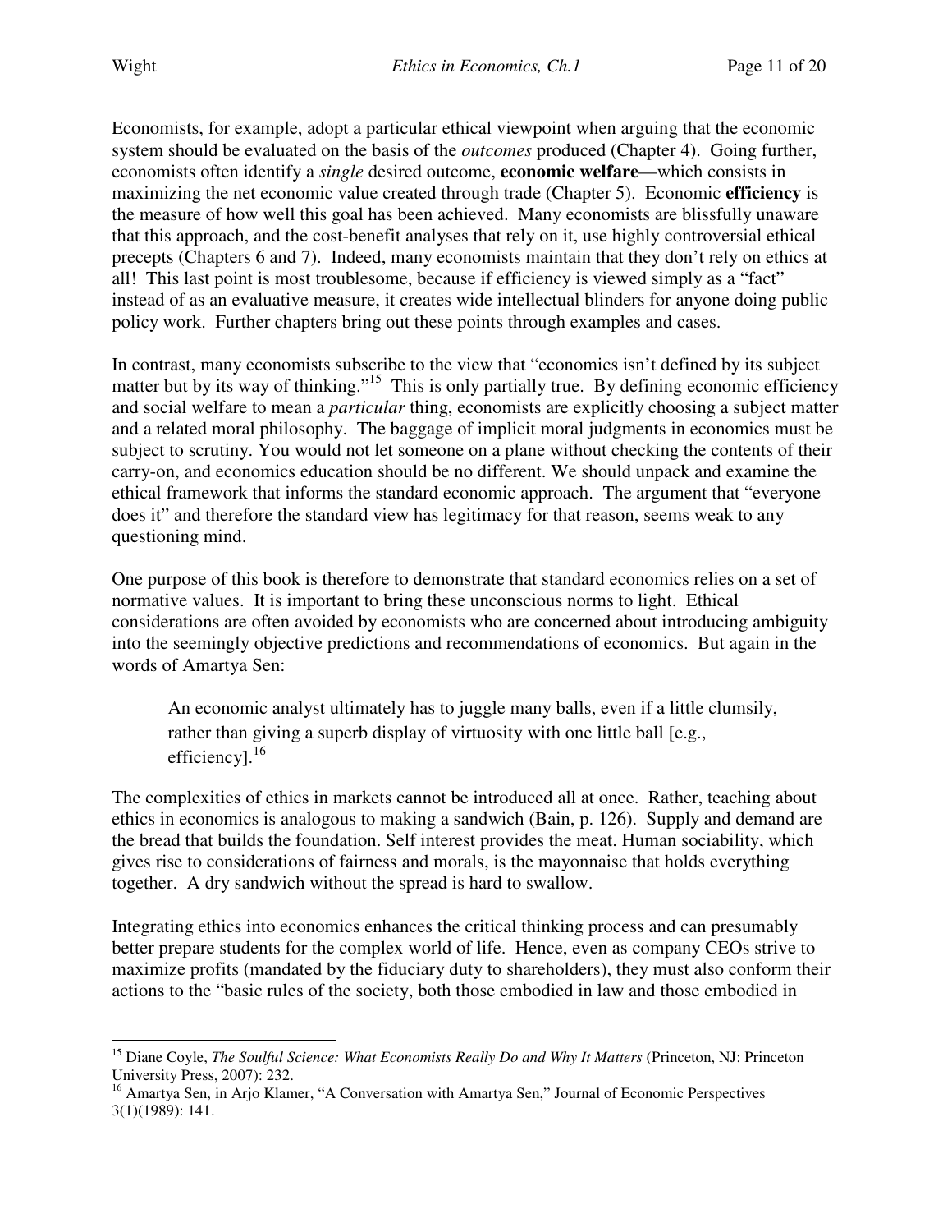Economists, for example, adopt a particular ethical viewpoint when arguing that the economic system should be evaluated on the basis of the *outcomes* produced (Chapter 4). Going further, economists often identify a *single* desired outcome, **economic welfare**—which consists in maximizing the net economic value created through trade (Chapter 5). Economic **efficiency** is the measure of how well this goal has been achieved. Many economists are blissfully unaware that this approach, and the cost-benefit analyses that rely on it, use highly controversial ethical precepts (Chapters 6 and 7). Indeed, many economists maintain that they don't rely on ethics at all! This last point is most troublesome, because if efficiency is viewed simply as a "fact" instead of as an evaluative measure, it creates wide intellectual blinders for anyone doing public policy work. Further chapters bring out these points through examples and cases.

In contrast, many economists subscribe to the view that "economics isn't defined by its subject matter but by its way of thinking."[15] This is only partially true. By defining economic efficiency and social welfare to mean a *particular* thing, economists are explicitly choosing a subject matter and a related moral philosophy. The baggage of implicit moral judgments in economics must be subject to scrutiny. You would not let someone on a plane without checking the contents of their carry-on, and economics education should be no different. We should unpack and examine the ethical framework that informs the standard economic approach. The argument that "everyone does it" and therefore the standard view has legitimacy for that reason, seems weak to any questioning mind.

One purpose of this book is therefore to demonstrate that standard economics relies on a set of normative values. It is important to bring these unconscious norms to light. Ethical considerations are often avoided by economists who are concerned about introducing ambiguity into the seemingly objective predictions and recommendations of economics. But again in the words of Amartya Sen:

> An economic analyst ultimately has to juggle many balls, even if a little clumsily, rather than giving a superb display of virtuosity with one little ball [e.g., efficiency].[16]

The complexities of ethics in markets cannot be introduced all at once. Rather, teaching about ethics in economics is analogous to making a sandwich (Bain, p. 126). Supply and demand are the bread that builds the foundation. Self interest provides the meat. Human sociability, which gives rise to considerations of fairness and morals, is the mayonnaise that holds everything together. A dry sandwich without the spread is hard to swallow.

Integrating ethics into economics enhances the critical thinking process and can presumably better prepare students for the complex world of life. Hence, even as company CEOs strive to maximize profits (mandated by the fiduciary duty to shareholders), they must also conform their actions to the "basic rules of the society, both those embodied in law and those embodied in

---

[15] Diane Coyle, *The Soulful Science: What Economists Really Do and Why It Matters* (Princeton, NJ: Princeton University Press, 2007): 232.

[16] Amartya Sen, in Arjo Klamer, "A Conversation with Amartya Sen," Journal of Economic Perspectives 3(1)(1989): 141.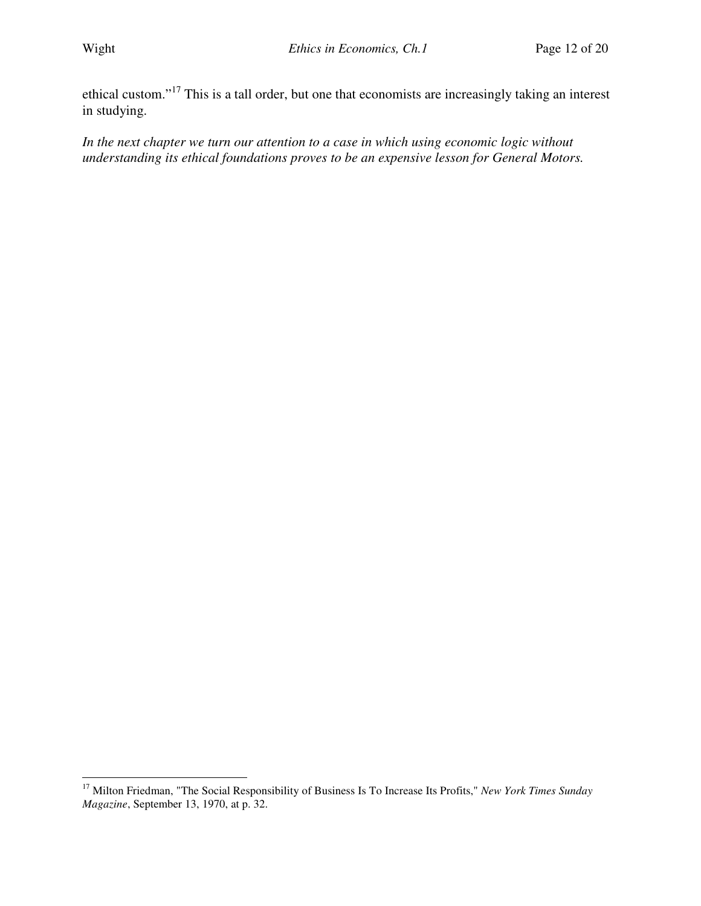ethical custom."[17] This is a tall order, but one that economists are increasingly taking an interest in studying.

*In the next chapter we turn our attention to a case in which using economic logic without understanding its ethical foundations proves to be an expensive lesson for General Motors.*

---

[17] Milton Friedman, "The Social Responsibility of Business Is To Increase Its Profits," *New York Times Sunday Magazine*, September 13, 1970, at p. 32.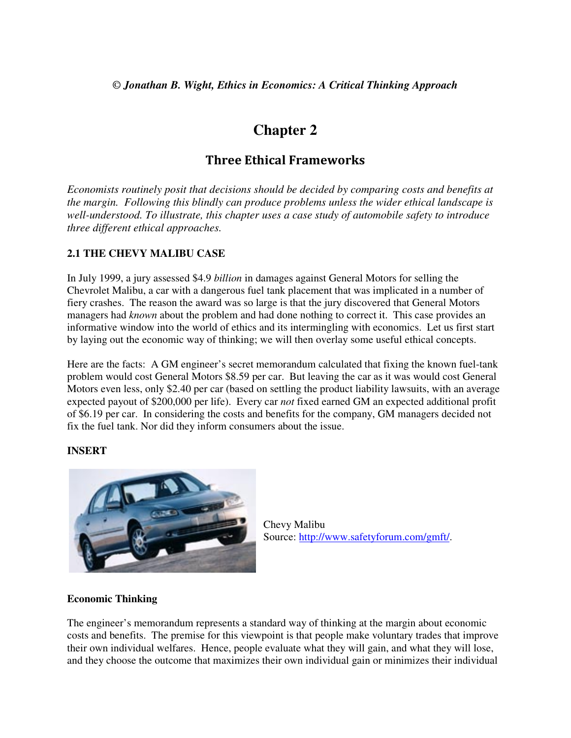*© Jonathan B. Wight, Ethics in Economics: A Critical Thinking Approach*

# Chapter 2

## Three Ethical Frameworks

*Economists routinely posit that decisions should be decided by comparing costs and benefits at the margin. Following this blindly can produce problems unless the wider ethical landscape is well-understood. To illustrate, this chapter uses a case study of automobile safety to introduce three different ethical approaches.*

### 2.1 THE CHEVY MALIBU CASE

In July 1999, a jury assessed $4.9 *billion* in damages against General Motors for selling the Chevrolet Malibu, a car with a dangerous fuel tank placement that was implicated in a number of fiery crashes. The reason the award was so large is that the jury discovered that General Motors managers had *known* about the problem and had done nothing to correct it. This case provides an informative window into the world of ethics and its intermingling with economics. Let us first start by laying out the economic way of thinking; we will then overlay some useful ethical concepts.

Here are the facts: A GM engineer's secret memorandum calculated that fixing the known fuel-tank problem would cost General Motors $8.59 per car. But leaving the car as it was would cost General Motors even less, only $2.40 per car (based on settling the product liability lawsuits, with an average expected payout of $200,000 per life). Every car *not* fixed earned GM an expected additional profit of $6.19 per car. In considering the costs and benefits for the company, GM managers decided not fix the fuel tank. Nor did they inform consumers about the issue.

**INSERT**

Chevy Malibu
Source: http://www.safetyforum.com/gmft/.

**Economic Thinking**

The engineer's memorandum represents a standard way of thinking at the margin about economic costs and benefits. The premise for this viewpoint is that people make voluntary trades that improve their own individual welfares. Hence, people evaluate what they will gain, and what they will lose, and they choose the outcome that maximizes their own individual gain or minimizes their individual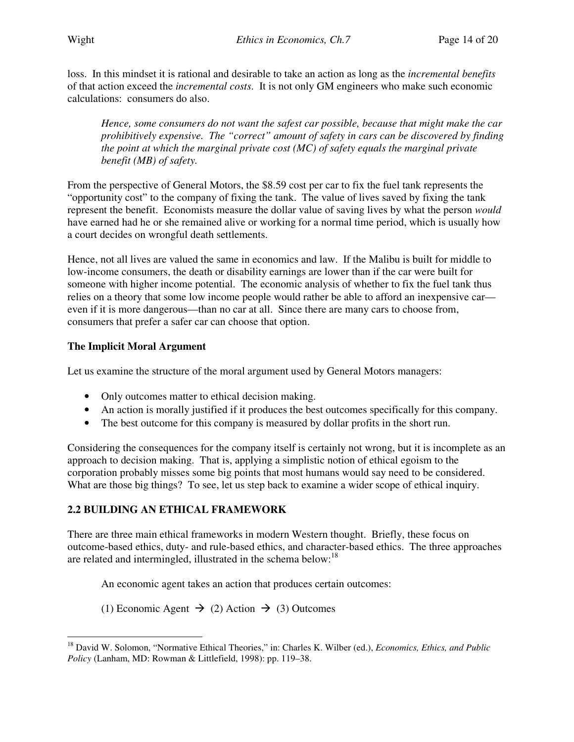loss. In this mindset it is rational and desirable to take an action as long as the *incremental benefits* of that action exceed the *incremental costs*. It is not only GM engineers who make such economic calculations: consumers do also.

> *Hence, some consumers do not want the safest car possible, because that might make the car prohibitively expensive. The "correct" amount of safety in cars can be discovered by finding the point at which the marginal private cost (MC) of safety equals the marginal private benefit (MB) of safety.*

From the perspective of General Motors, the $8.59 cost per car to fix the fuel tank represents the "opportunity cost" to the company of fixing the tank. The value of lives saved by fixing the tank represent the benefit. Economists measure the dollar value of saving lives by what the person *would* have earned had he or she remained alive or working for a normal time period, which is usually how a court decides on wrongful death settlements.

Hence, not all lives are valued the same in economics and law. If the Malibu is built for middle to low-income consumers, the death or disability earnings are lower than if the car were built for someone with higher income potential. The economic analysis of whether to fix the fuel tank thus relies on a theory that some low income people would rather be able to afford an inexpensive car—even if it is more dangerous—than no car at all. Since there are many cars to choose from, consumers that prefer a safer car can choose that option.

**The Implicit Moral Argument**

Let us examine the structure of the moral argument used by General Motors managers:

- Only outcomes matter to ethical decision making.
- An action is morally justified if it produces the best outcomes specifically for this company.
- The best outcome for this company is measured by dollar profits in the short run.

Considering the consequences for the company itself is certainly not wrong, but it is incomplete as an approach to decision making. That is, applying a simplistic notion of ethical egoism to the corporation probably misses some big points that most humans would say need to be considered. What are those big things? To see, let us step back to examine a wider scope of ethical inquiry.

## 2.2 BUILDING AN ETHICAL FRAMEWORK

There are three main ethical frameworks in modern Western thought. Briefly, these focus on outcome-based ethics, duty- and rule-based ethics, and character-based ethics. The three approaches are related and intermingled, illustrated in the schema below:[18]

> An economic agent takes an action that produces certain outcomes:
>
> (1) Economic Agent → (2) Action → (3) Outcomes

[18] David W. Solomon, "Normative Ethical Theories," in: Charles K. Wilber (ed.), *Economics, Ethics, and Public Policy* (Lanham, MD: Rowman & Littlefield, 1998): pp. 119–38.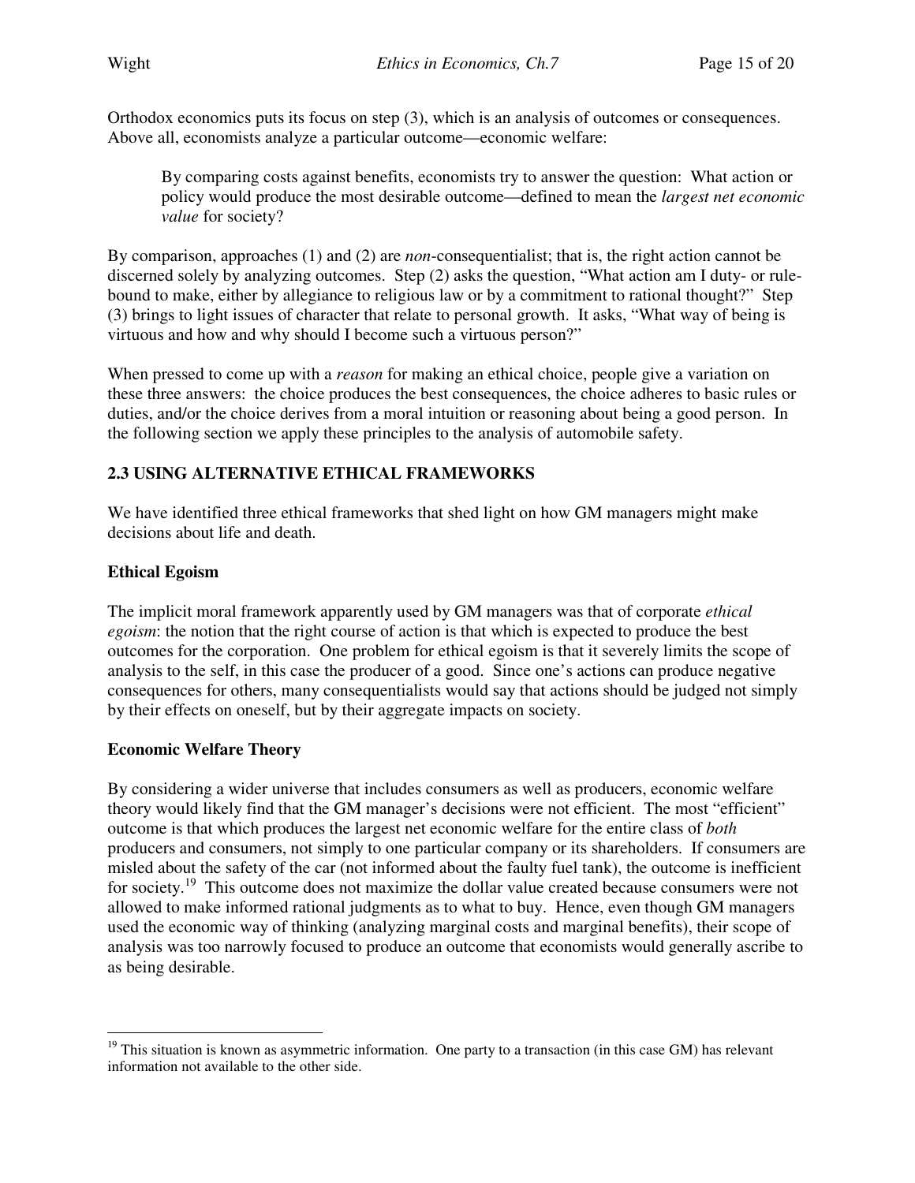Orthodox economics puts its focus on step (3), which is an analysis of outcomes or consequences. Above all, economists analyze a particular outcome—economic welfare:

> By comparing costs against benefits, economists try to answer the question: What action or policy would produce the most desirable outcome—defined to mean the *largest net economic value* for society?

By comparison, approaches (1) and (2) are *non*-consequentialist; that is, the right action cannot be discerned solely by analyzing outcomes. Step (2) asks the question, "What action am I duty- or rule-bound to make, either by allegiance to religious law or by a commitment to rational thought?" Step (3) brings to light issues of character that relate to personal growth. It asks, "What way of being is virtuous and how and why should I become such a virtuous person?"

When pressed to come up with a *reason* for making an ethical choice, people give a variation on these three answers: the choice produces the best consequences, the choice adheres to basic rules or duties, and/or the choice derives from a moral intuition or reasoning about being a good person. In the following section we apply these principles to the analysis of automobile safety.

## 2.3 USING ALTERNATIVE ETHICAL FRAMEWORKS

We have identified three ethical frameworks that shed light on how GM managers might make decisions about life and death.

### Ethical Egoism

The implicit moral framework apparently used by GM managers was that of corporate *ethical egoism*: the notion that the right course of action is that which is expected to produce the best outcomes for the corporation. One problem for ethical egoism is that it severely limits the scope of analysis to the self, in this case the producer of a good. Since one's actions can produce negative consequences for others, many consequentialists would say that actions should be judged not simply by their effects on oneself, but by their aggregate impacts on society.

### Economic Welfare Theory

By considering a wider universe that includes consumers as well as producers, economic welfare theory would likely find that the GM manager's decisions were not efficient. The most "efficient" outcome is that which produces the largest net economic welfare for the entire class of *both* producers and consumers, not simply to one particular company or its shareholders. If consumers are misled about the safety of the car (not informed about the faulty fuel tank), the outcome is inefficient for society.[19] This outcome does not maximize the dollar value created because consumers were not allowed to make informed rational judgments as to what to buy. Hence, even though GM managers used the economic way of thinking (analyzing marginal costs and marginal benefits), their scope of analysis was too narrowly focused to produce an outcome that economists would generally ascribe to as being desirable.

---

[19] This situation is known as asymmetric information. One party to a transaction (in this case GM) has relevant information not available to the other side.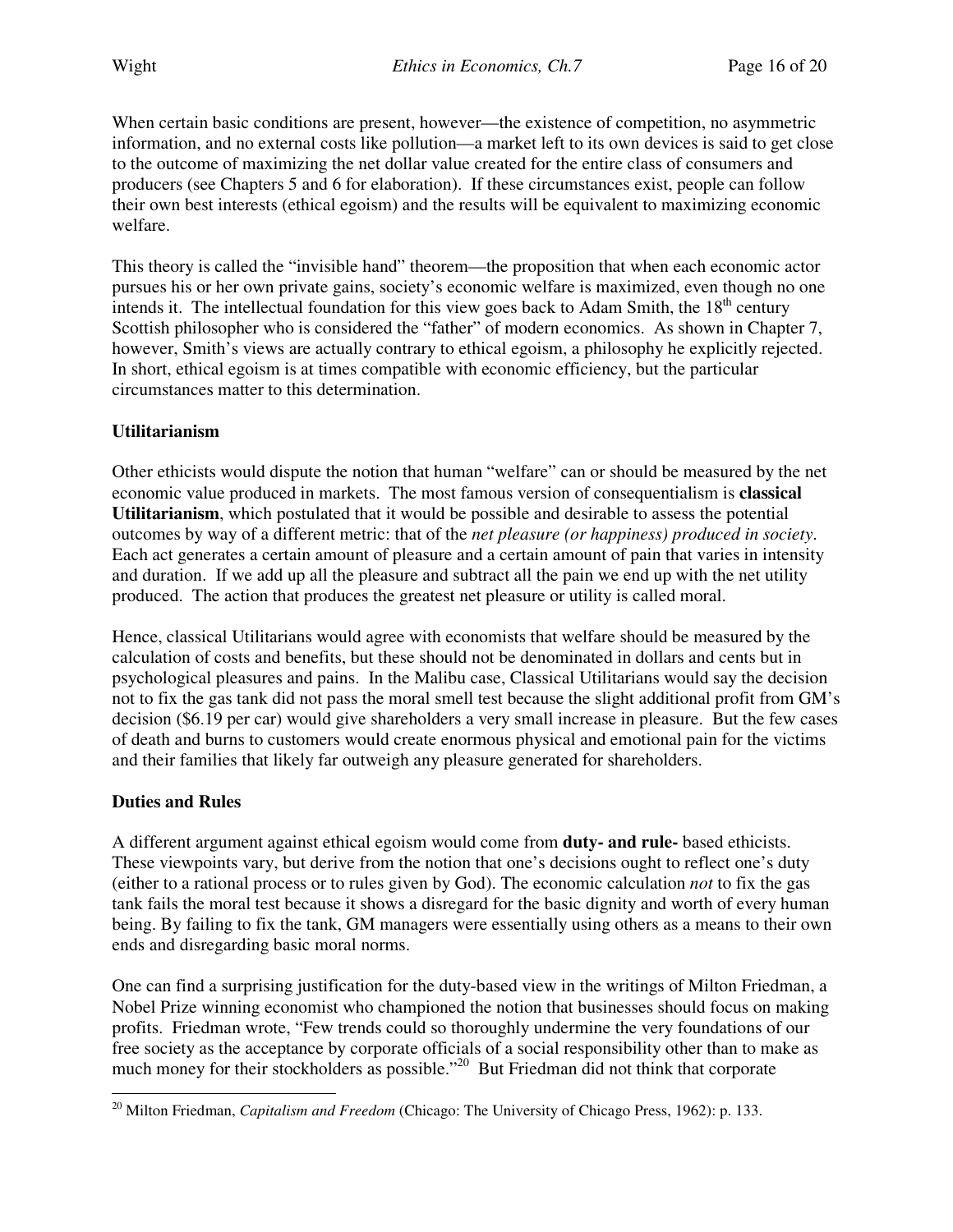When certain basic conditions are present, however—the existence of competition, no asymmetric information, and no external costs like pollution—a market left to its own devices is said to get close to the outcome of maximizing the net dollar value created for the entire class of consumers and producers (see Chapters 5 and 6 for elaboration). If these circumstances exist, people can follow their own best interests (ethical egoism) and the results will be equivalent to maximizing economic welfare.

This theory is called the "invisible hand" theorem—the proposition that when each economic actor pursues his or her own private gains, society's economic welfare is maximized, even though no one intends it. The intellectual foundation for this view goes back to Adam Smith, the 18th century Scottish philosopher who is considered the "father" of modern economics. As shown in Chapter 7, however, Smith's views are actually contrary to ethical egoism, a philosophy he explicitly rejected. In short, ethical egoism is at times compatible with economic efficiency, but the particular circumstances matter to this determination.

**Utilitarianism**

Other ethicists would dispute the notion that human "welfare" can or should be measured by the net economic value produced in markets. The most famous version of consequentialism is **classical Utilitarianism**, which postulated that it would be possible and desirable to assess the potential outcomes by way of a different metric: that of the *net pleasure (or happiness) produced in society*. Each act generates a certain amount of pleasure and a certain amount of pain that varies in intensity and duration. If we add up all the pleasure and subtract all the pain we end up with the net utility produced. The action that produces the greatest net pleasure or utility is called moral.

Hence, classical Utilitarians would agree with economists that welfare should be measured by the calculation of costs and benefits, but these should not be denominated in dollars and cents but in psychological pleasures and pains. In the Malibu case, Classical Utilitarians would say the decision not to fix the gas tank did not pass the moral smell test because the slight additional profit from GM's decision ($6.19 per car) would give shareholders a very small increase in pleasure. But the few cases of death and burns to customers would create enormous physical and emotional pain for the victims and their families that likely far outweigh any pleasure generated for shareholders.

**Duties and Rules**

A different argument against ethical egoism would come from **duty- and rule-** based ethicists. These viewpoints vary, but derive from the notion that one's decisions ought to reflect one's duty (either to a rational process or to rules given by God). The economic calculation *not* to fix the gas tank fails the moral test because it shows a disregard for the basic dignity and worth of every human being. By failing to fix the tank, GM managers were essentially using others as a means to their own ends and disregarding basic moral norms.

One can find a surprising justification for the duty-based view in the writings of Milton Friedman, a Nobel Prize winning economist who championed the notion that businesses should focus on making profits. Friedman wrote, "Few trends could so thoroughly undermine the very foundations of our free society as the acceptance by corporate officials of a social responsibility other than to make as much money for their stockholders as possible."[20] But Friedman did not think that corporate

[20] Milton Friedman, *Capitalism and Freedom* (Chicago: The University of Chicago Press, 1962): p. 133.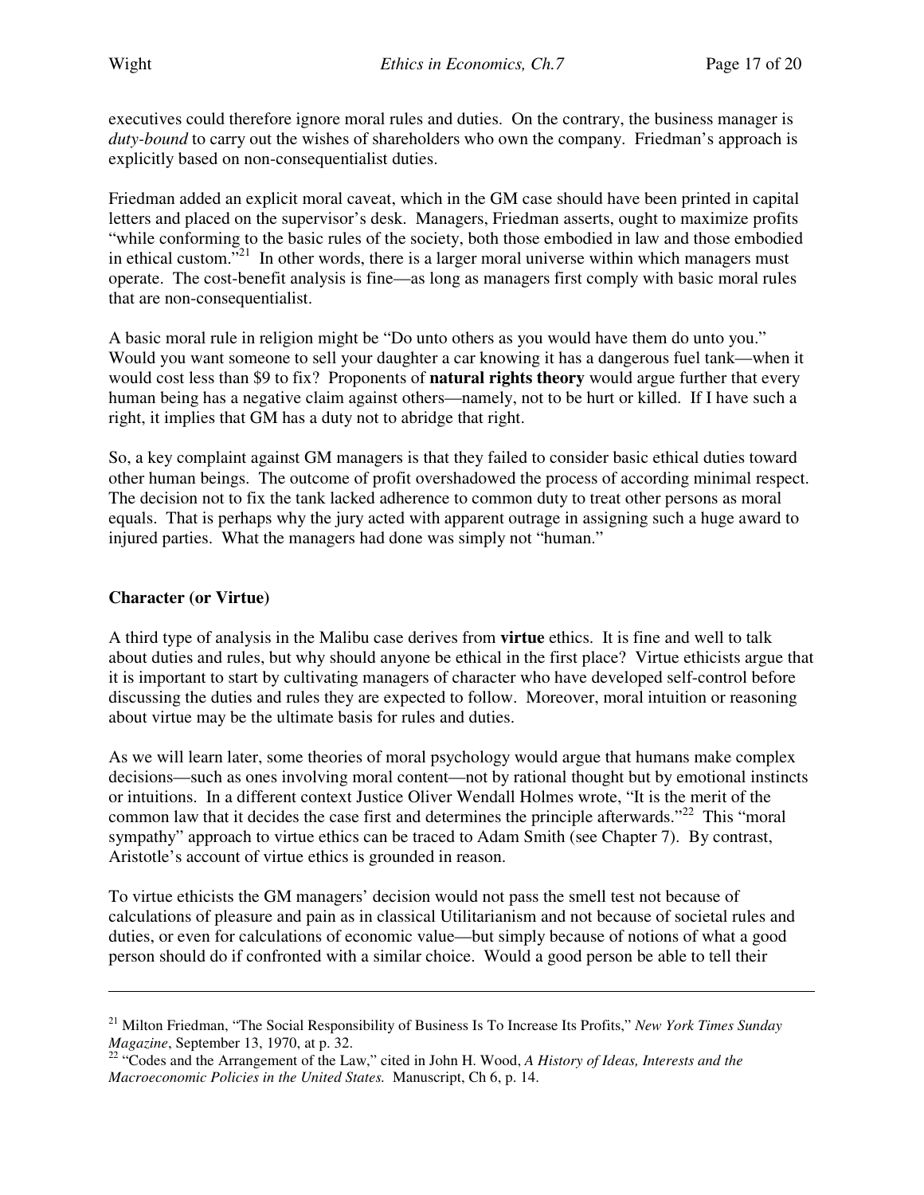executives could therefore ignore moral rules and duties. On the contrary, the business manager is *duty-bound* to carry out the wishes of shareholders who own the company. Friedman's approach is explicitly based on non-consequentialist duties.

Friedman added an explicit moral caveat, which in the GM case should have been printed in capital letters and placed on the supervisor's desk. Managers, Friedman asserts, ought to maximize profits "while conforming to the basic rules of the society, both those embodied in law and those embodied in ethical custom."[21] In other words, there is a larger moral universe within which managers must operate. The cost-benefit analysis is fine—as long as managers first comply with basic moral rules that are non-consequentialist.

A basic moral rule in religion might be "Do unto others as you would have them do unto you." Would you want someone to sell your daughter a car knowing it has a dangerous fuel tank—when it would cost less than $9 to fix? Proponents of **natural rights theory** would argue further that every human being has a negative claim against others—namely, not to be hurt or killed. If I have such a right, it implies that GM has a duty not to abridge that right.

So, a key complaint against GM managers is that they failed to consider basic ethical duties toward other human beings. The outcome of profit overshadowed the process of according minimal respect. The decision not to fix the tank lacked adherence to common duty to treat other persons as moral equals. That is perhaps why the jury acted with apparent outrage in assigning such a huge award to injured parties. What the managers had done was simply not "human."

**Character (or Virtue)**

A third type of analysis in the Malibu case derives from **virtue** ethics. It is fine and well to talk about duties and rules, but why should anyone be ethical in the first place? Virtue ethicists argue that it is important to start by cultivating managers of character who have developed self-control before discussing the duties and rules they are expected to follow. Moreover, moral intuition or reasoning about virtue may be the ultimate basis for rules and duties.

As we will learn later, some theories of moral psychology would argue that humans make complex decisions—such as ones involving moral content—not by rational thought but by emotional instincts or intuitions. In a different context Justice Oliver Wendall Holmes wrote, "It is the merit of the common law that it decides the case first and determines the principle afterwards."[22] This "moral sympathy" approach to virtue ethics can be traced to Adam Smith (see Chapter 7). By contrast, Aristotle's account of virtue ethics is grounded in reason.

To virtue ethicists the GM managers' decision would not pass the smell test not because of calculations of pleasure and pain as in classical Utilitarianism and not because of societal rules and duties, or even for calculations of economic value—but simply because of notions of what a good person should do if confronted with a similar choice. Would a good person be able to tell their

---

[21] Milton Friedman, "The Social Responsibility of Business Is To Increase Its Profits," *New York Times Sunday Magazine*, September 13, 1970, at p. 32.

[22] "Codes and the Arrangement of the Law," cited in John H. Wood, *A History of Ideas, Interests and the Macroeconomic Policies in the United States.* Manuscript, Ch 6, p. 14.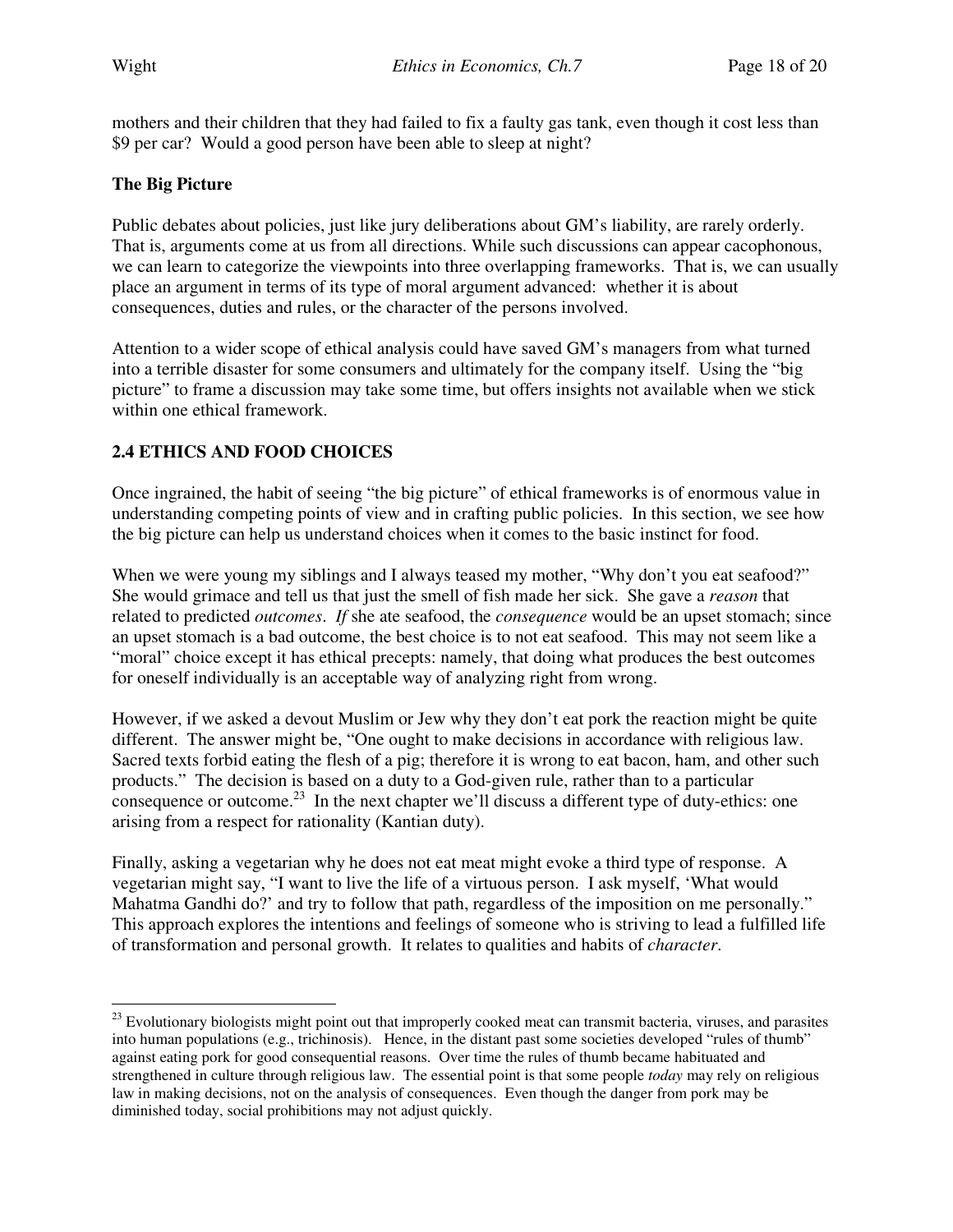mothers and their children that they had failed to fix a faulty gas tank, even though it cost less than $9 per car? Would a good person have been able to sleep at night?

**The Big Picture**

Public debates about policies, just like jury deliberations about GM's liability, are rarely orderly. That is, arguments come at us from all directions. While such discussions can appear cacophonous, we can learn to categorize the viewpoints into three overlapping frameworks. That is, we can usually place an argument in terms of its type of moral argument advanced: whether it is about consequences, duties and rules, or the character of the persons involved.

Attention to a wider scope of ethical analysis could have saved GM's managers from what turned into a terrible disaster for some consumers and ultimately for the company itself. Using the "big picture" to frame a discussion may take some time, but offers insights not available when we stick within one ethical framework.

## 2.4 ETHICS AND FOOD CHOICES

Once ingrained, the habit of seeing "the big picture" of ethical frameworks is of enormous value in understanding competing points of view and in crafting public policies. In this section, we see how the big picture can help us understand choices when it comes to the basic instinct for food.

When we were young my siblings and I always teased my mother, "Why don't you eat seafood?" She would grimace and tell us that just the smell of fish made her sick. She gave a *reason* that related to predicted *outcomes*. *If* she ate seafood, the *consequence* would be an upset stomach; since an upset stomach is a bad outcome, the best choice is to not eat seafood. This may not seem like a "moral" choice except it has ethical precepts: namely, that doing what produces the best outcomes for oneself individually is an acceptable way of analyzing right from wrong.

However, if we asked a devout Muslim or Jew why they don't eat pork the reaction might be quite different. The answer might be, "One ought to make decisions in accordance with religious law. Sacred texts forbid eating the flesh of a pig; therefore it is wrong to eat bacon, ham, and other such products." The decision is based on a duty to a God-given rule, rather than to a particular consequence or outcome.[23] In the next chapter we'll discuss a different type of duty-ethics: one arising from a respect for rationality (Kantian duty).

Finally, asking a vegetarian why he does not eat meat might evoke a third type of response. A vegetarian might say, "I want to live the life of a virtuous person. I ask myself, 'What would Mahatma Gandhi do?' and try to follow that path, regardless of the imposition on me personally." This approach explores the intentions and feelings of someone who is striving to lead a fulfilled life of transformation and personal growth. It relates to qualities and habits of *character*.

---

[23] Evolutionary biologists might point out that improperly cooked meat can transmit bacteria, viruses, and parasites into human populations (e.g., trichinosis). Hence, in the distant past some societies developed "rules of thumb" against eating pork for good consequential reasons. Over time the rules of thumb became habituated and strengthened in culture through religious law. The essential point is that some people *today* may rely on religious law in making decisions, not on the analysis of consequences. Even though the danger from pork may be diminished today, social prohibitions may not adjust quickly.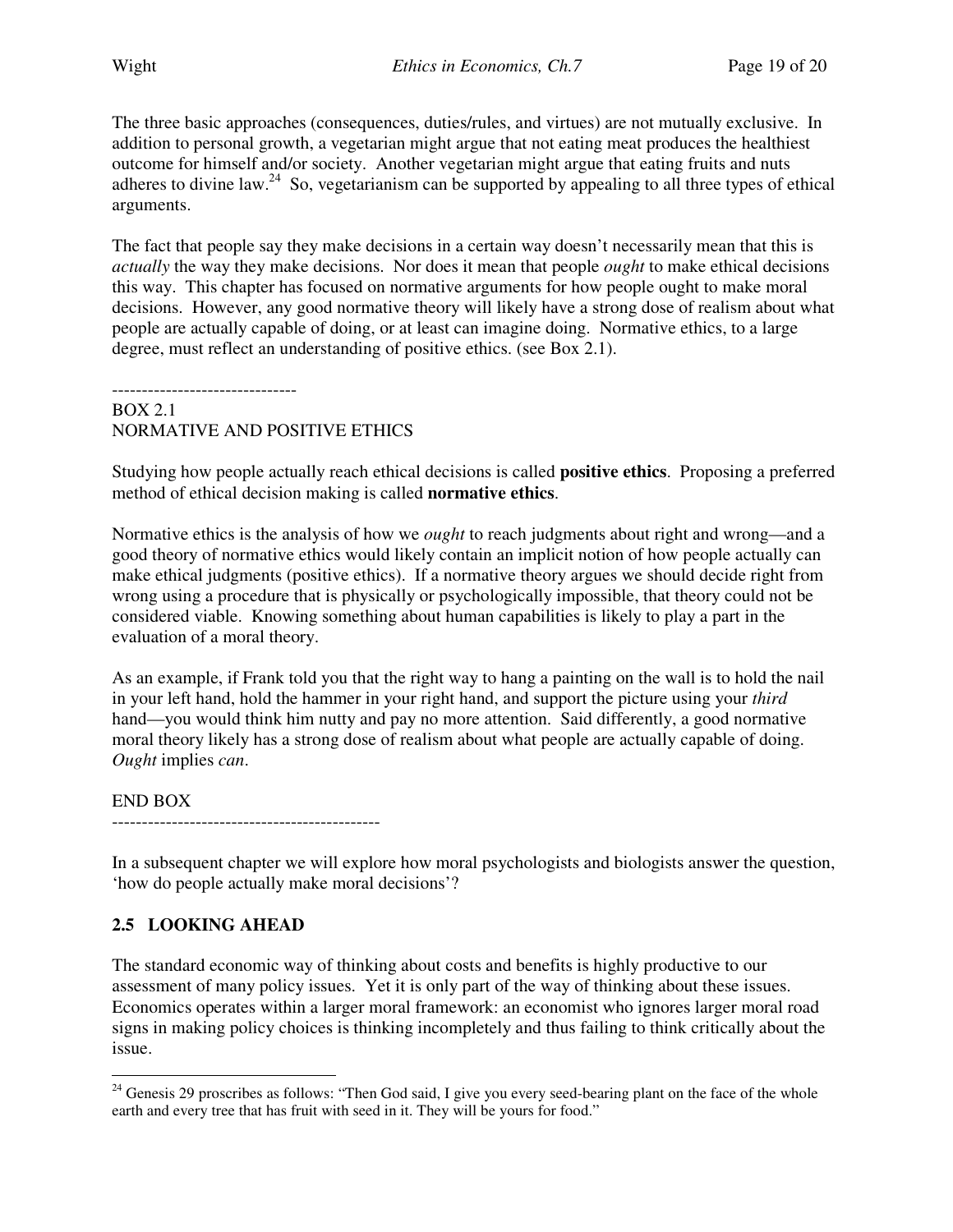The three basic approaches (consequences, duties/rules, and virtues) are not mutually exclusive. In addition to personal growth, a vegetarian might argue that not eating meat produces the healthiest outcome for himself and/or society. Another vegetarian might argue that eating fruits and nuts adheres to divine law.[24] So, vegetarianism can be supported by appealing to all three types of ethical arguments.

The fact that people say they make decisions in a certain way doesn't necessarily mean that this is *actually* the way they make decisions. Nor does it mean that people *ought* to make ethical decisions this way. This chapter has focused on normative arguments for how people ought to make moral decisions. However, any good normative theory will likely have a strong dose of realism about what people are actually capable of doing, or at least can imagine doing. Normative ethics, to a large degree, must reflect an understanding of positive ethics. (see Box 2.1).

-------------------------------

BOX 2.1
NORMATIVE AND POSITIVE ETHICS

Studying how people actually reach ethical decisions is called **positive ethics**. Proposing a preferred method of ethical decision making is called **normative ethics**.

Normative ethics is the analysis of how we *ought* to reach judgments about right and wrong—and a good theory of normative ethics would likely contain an implicit notion of how people actually can make ethical judgments (positive ethics). If a normative theory argues we should decide right from wrong using a procedure that is physically or psychologically impossible, that theory could not be considered viable. Knowing something about human capabilities is likely to play a part in the evaluation of a moral theory.

As an example, if Frank told you that the right way to hang a painting on the wall is to hold the nail in your left hand, hold the hammer in your right hand, and support the picture using your *third* hand—you would think him nutty and pay no more attention. Said differently, a good normative moral theory likely has a strong dose of realism about what people are actually capable of doing. *Ought* implies *can*.

END BOX

---------------------------------------------

In a subsequent chapter we will explore how moral psychologists and biologists answer the question, 'how do people actually make moral decisions'?

## 2.5 LOOKING AHEAD

The standard economic way of thinking about costs and benefits is highly productive to our assessment of many policy issues. Yet it is only part of the way of thinking about these issues. Economics operates within a larger moral framework: an economist who ignores larger moral road signs in making policy choices is thinking incompletely and thus failing to think critically about the issue.

---

[24] Genesis 29 proscribes as follows: "Then God said, I give you every seed-bearing plant on the face of the whole earth and every tree that has fruit with seed in it. They will be yours for food."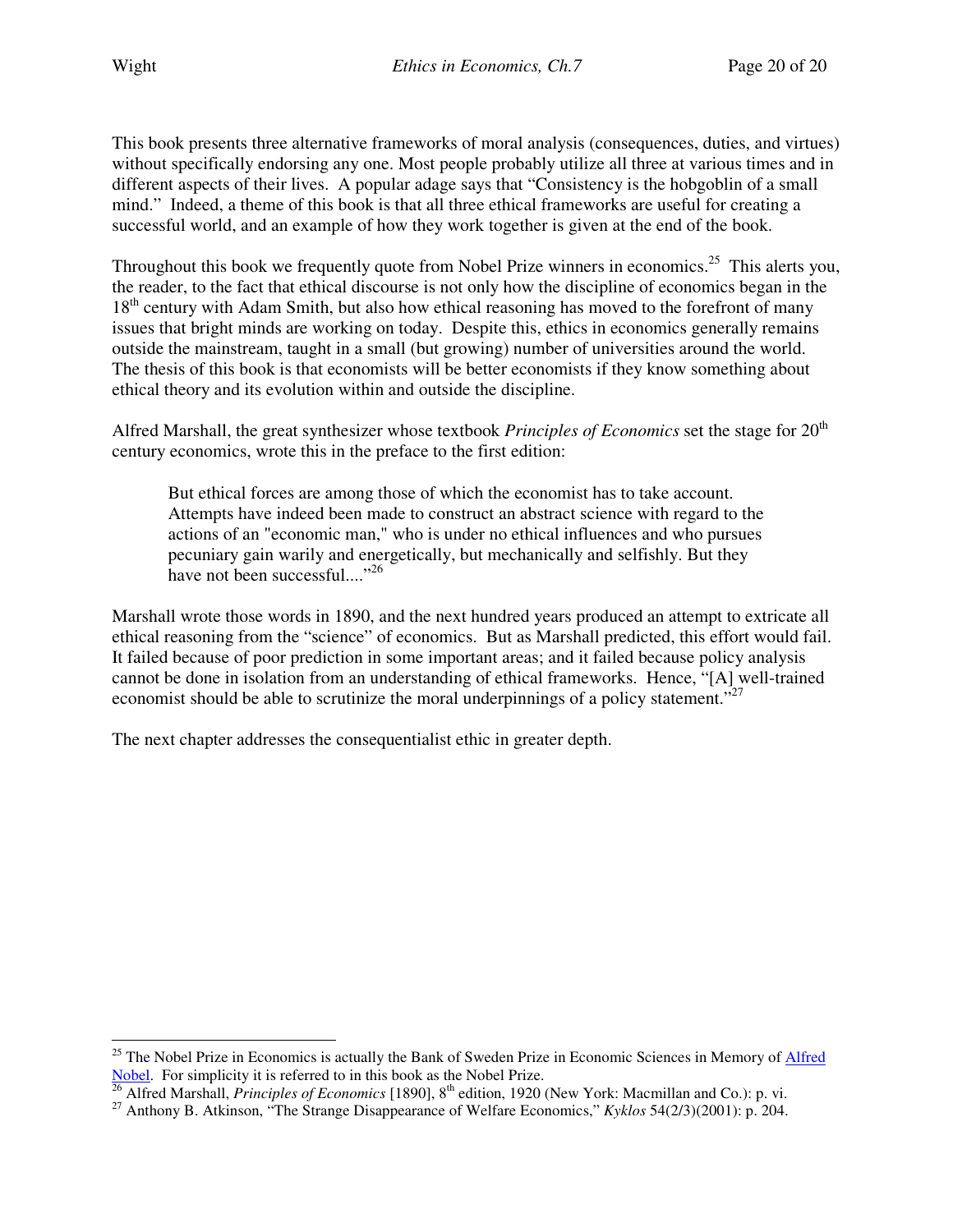This book presents three alternative frameworks of moral analysis (consequences, duties, and virtues) without specifically endorsing any one. Most people probably utilize all three at various times and in different aspects of their lives. A popular adage says that "Consistency is the hobgoblin of a small mind." Indeed, a theme of this book is that all three ethical frameworks are useful for creating a successful world, and an example of how they work together is given at the end of the book.

Throughout this book we frequently quote from Nobel Prize winners in economics.[25] This alerts you, the reader, to the fact that ethical discourse is not only how the discipline of economics began in the 18th century with Adam Smith, but also how ethical reasoning has moved to the forefront of many issues that bright minds are working on today. Despite this, ethics in economics generally remains outside the mainstream, taught in a small (but growing) number of universities around the world. The thesis of this book is that economists will be better economists if they know something about ethical theory and its evolution within and outside the discipline.

Alfred Marshall, the great synthesizer whose textbook *Principles of Economics* set the stage for 20th century economics, wrote this in the preface to the first edition:

> But ethical forces are among those of which the economist has to take account. Attempts have indeed been made to construct an abstract science with regard to the actions of an "economic man," who is under no ethical influences and who pursues pecuniary gain warily and energetically, but mechanically and selfishly. But they have not been successful...."[26]

Marshall wrote those words in 1890, and the next hundred years produced an attempt to extricate all ethical reasoning from the "science" of economics. But as Marshall predicted, this effort would fail. It failed because of poor prediction in some important areas; and it failed because policy analysis cannot be done in isolation from an understanding of ethical frameworks. Hence, "[A] well-trained economist should be able to scrutinize the moral underpinnings of a policy statement."[27]

The next chapter addresses the consequentialist ethic in greater depth.

---

[25] The Nobel Prize in Economics is actually the Bank of Sweden Prize in Economic Sciences in Memory of Alfred Nobel. For simplicity it is referred to in this book as the Nobel Prize.

[26] Alfred Marshall, *Principles of Economics* [1890], 8th edition, 1920 (New York: Macmillan and Co.): p. vi.

[27] Anthony B. Atkinson, "The Strange Disappearance of Welfare Economics," *Kyklos* 54(2/3)(2001): p. 204.